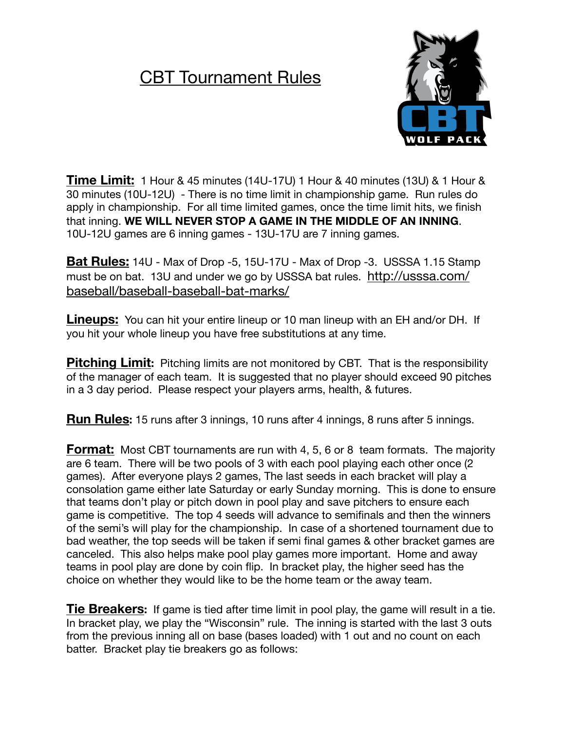# CBT Tournament Rules

**Time Limit:** 1 Hour & 45 minutes (14U-17U) 1 Hour & 40 minutes (13U) & 1 Hour & 30 minutes (10U-12U) - There is no time limit in championship game. Run rules do apply in championship. For all time limited games, once the time limit hits, we finish that inning. **WE WILL NEVER STOP A GAME IN THE MIDDLE OF AN INNING**. 10U-12U games are 6 inning games - 13U-17U are 7 inning games.

**Bat Rules:** 14U - Max of Drop -5, 15U-17U - Max of Drop -3. USSSA 1.15 Stamp must be on bat. 13U and under we go by USSSA bat rules. http://usssa.com/baseball/baseball-baseball-bat-marks/

**Lineups:** You can hit your entire lineup or 10 man lineup with an EH and/or DH. If you hit your whole lineup you have free substitutions at any time.

**Pitching Limit:** Pitching limits are not monitored by CBT. That is the responsibility of the manager of each team. It is suggested that no player should exceed 90 pitches in a 3 day period. Please respect your players arms, health, & futures.

**Run Rules:** 15 runs after 3 innings, 10 runs after 4 innings, 8 runs after 5 innings.

**Format:** Most CBT tournaments are run with 4, 5, 6 or 8 team formats. The majority are 6 team. There will be two pools of 3 with each pool playing each other once (2 games). After everyone plays 2 games, The last seeds in each bracket will play a consolation game either late Saturday or early Sunday morning. This is done to ensure that teams don't play or pitch down in pool play and save pitchers to ensure each game is competitive. The top 4 seeds will advance to semifinals and then the winners of the semi's will play for the championship. In case of a shortened tournament due to bad weather, the top seeds will be taken if semi final games & other bracket games are canceled. This also helps make pool play games more important. Home and away teams in pool play are done by coin flip. In bracket play, the higher seed has the choice on whether they would like to be the home team or the away team.

**Tie Breakers:** If game is tied after time limit in pool play, the game will result in a tie. In bracket play, we play the "Wisconsin" rule. The inning is started with the last 3 outs from the previous inning all on base (bases loaded) with 1 out and no count on each batter. Bracket play tie breakers go as follows: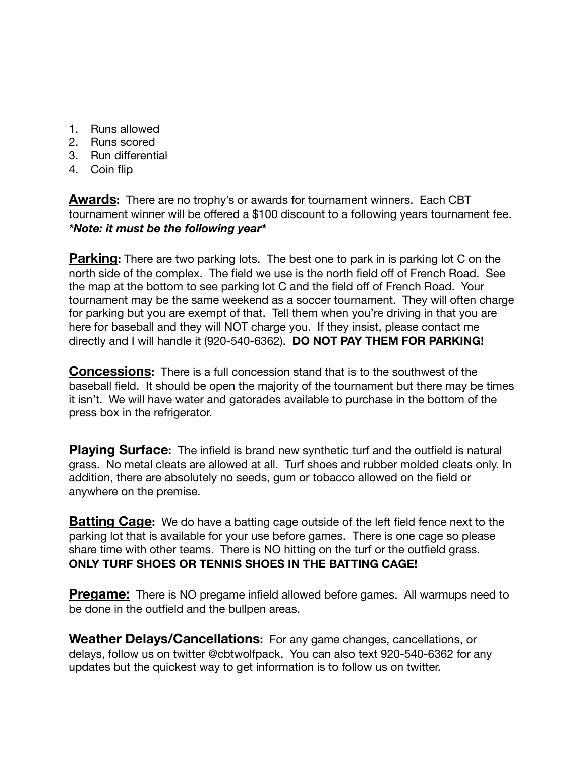1. Runs allowed
2. Runs scored
3. Run differential
4. Coin flip

**Awards:** There are no trophy's or awards for tournament winners. Each CBT tournament winner will be offered a $100 discount to a following years tournament fee. ***Note: it must be the following year***

**Parking:** There are two parking lots. The best one to park in is parking lot C on the north side of the complex. The field we use is the north field off of French Road. See the map at the bottom to see parking lot C and the field off of French Road. Your tournament may be the same weekend as a soccer tournament. They will often charge for parking but you are exempt of that. Tell them when you're driving in that you are here for baseball and they will NOT charge you. If they insist, please contact me directly and I will handle it (920-540-6362). **DO NOT PAY THEM FOR PARKING!**

**Concessions:** There is a full concession stand that is to the southwest of the baseball field. It should be open the majority of the tournament but there may be times it isn't. We will have water and gatorades available to purchase in the bottom of the press box in the refrigerator.

**Playing Surface:** The infield is brand new synthetic turf and the outfield is natural grass. No metal cleats are allowed at all. Turf shoes and rubber molded cleats only. In addition, there are absolutely no seeds, gum or tobacco allowed on the field or anywhere on the premise.

**Batting Cage:** We do have a batting cage outside of the left field fence next to the parking lot that is available for your use before games. There is one cage so please share time with other teams. There is NO hitting on the turf or the outfield grass. **ONLY TURF SHOES OR TENNIS SHOES IN THE BATTING CAGE!**

**Pregame:** There is NO pregame infield allowed before games. All warmups need to be done in the outfield and the bullpen areas.

**Weather Delays/Cancellations:** For any game changes, cancellations, or delays, follow us on twitter @cbtwolfpack. You can also text 920-540-6362 for any updates but the quickest way to get information is to follow us on twitter.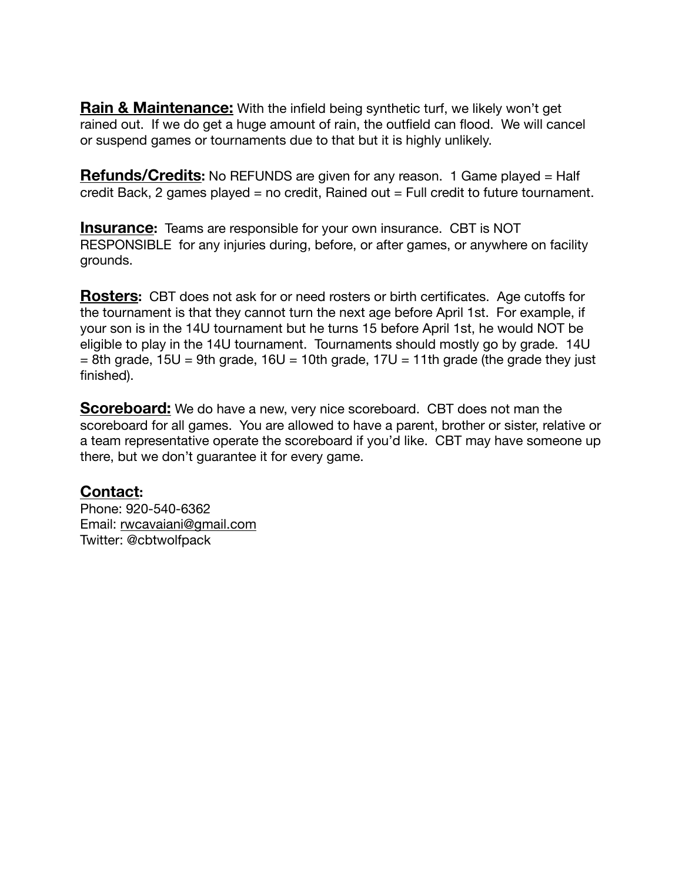**<u>Rain & Maintenance:</u>** With the infield being synthetic turf, we likely won't get rained out. If we do get a huge amount of rain, the outfield can flood. We will cancel or suspend games or tournaments due to that but it is highly unlikely.

**<u>Refunds/Credits</u>:** No REFUNDS are given for any reason. 1 Game played = Half credit Back, 2 games played = no credit, Rained out = Full credit to future tournament.

**<u>Insurance</u>:** Teams are responsible for your own insurance. CBT is NOT RESPONSIBLE for any injuries during, before, or after games, or anywhere on facility grounds.

**<u>Rosters</u>:** CBT does not ask for or need rosters or birth certificates. Age cutoffs for the tournament is that they cannot turn the next age before April 1st. For example, if your son is in the 14U tournament but he turns 15 before April 1st, he would NOT be eligible to play in the 14U tournament. Tournaments should mostly go by grade. 14U = 8th grade, 15U = 9th grade, 16U = 10th grade, 17U = 11th grade (the grade they just finished).

**<u>Scoreboard:</u>** We do have a new, very nice scoreboard. CBT does not man the scoreboard for all games. You are allowed to have a parent, brother or sister, relative or a team representative operate the scoreboard if you'd like. CBT may have someone up there, but we don't guarantee it for every game.

**<u>Contact</u>:**
Phone: 920-540-6362
Email: rwcavaiani@gmail.com
Twitter: @cbtwolfpack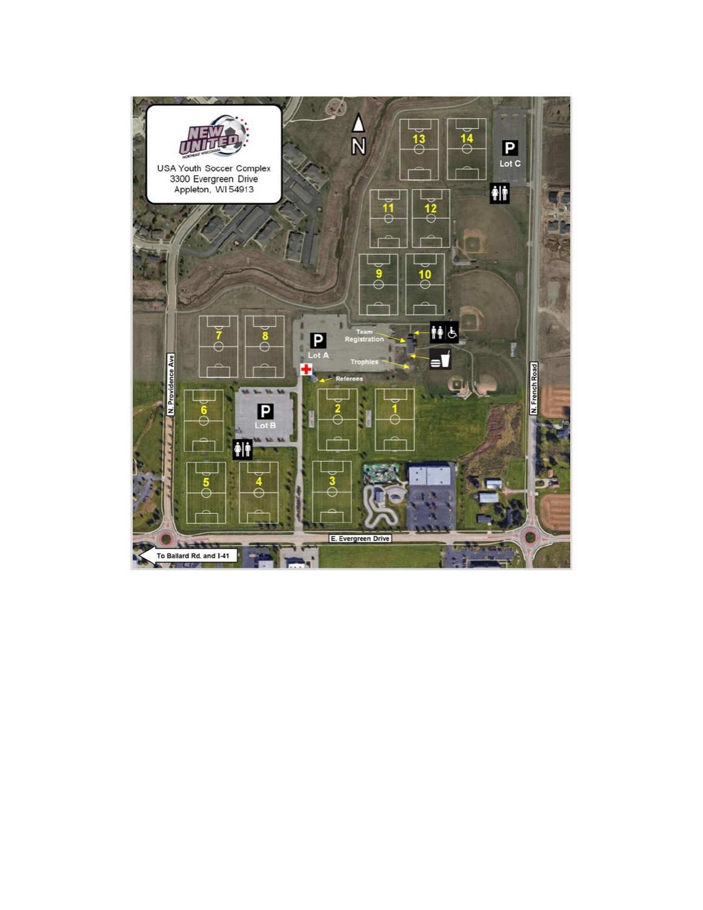NEW UNITED
NORTHEAST WISCONSIN

USA Youth Soccer Complex
3300 Evergreen Drive
Appleton, WI 54913

N

13
14
P
Lot C
11
12
9
10
7
8
P
Lot A
Team Registration
Trophies
Referees
6
P
Lot B
2
1
5
4
3

N. Providence Ave
N. French Road
E. Evergreen Drive
To Ballard Rd. and I-41